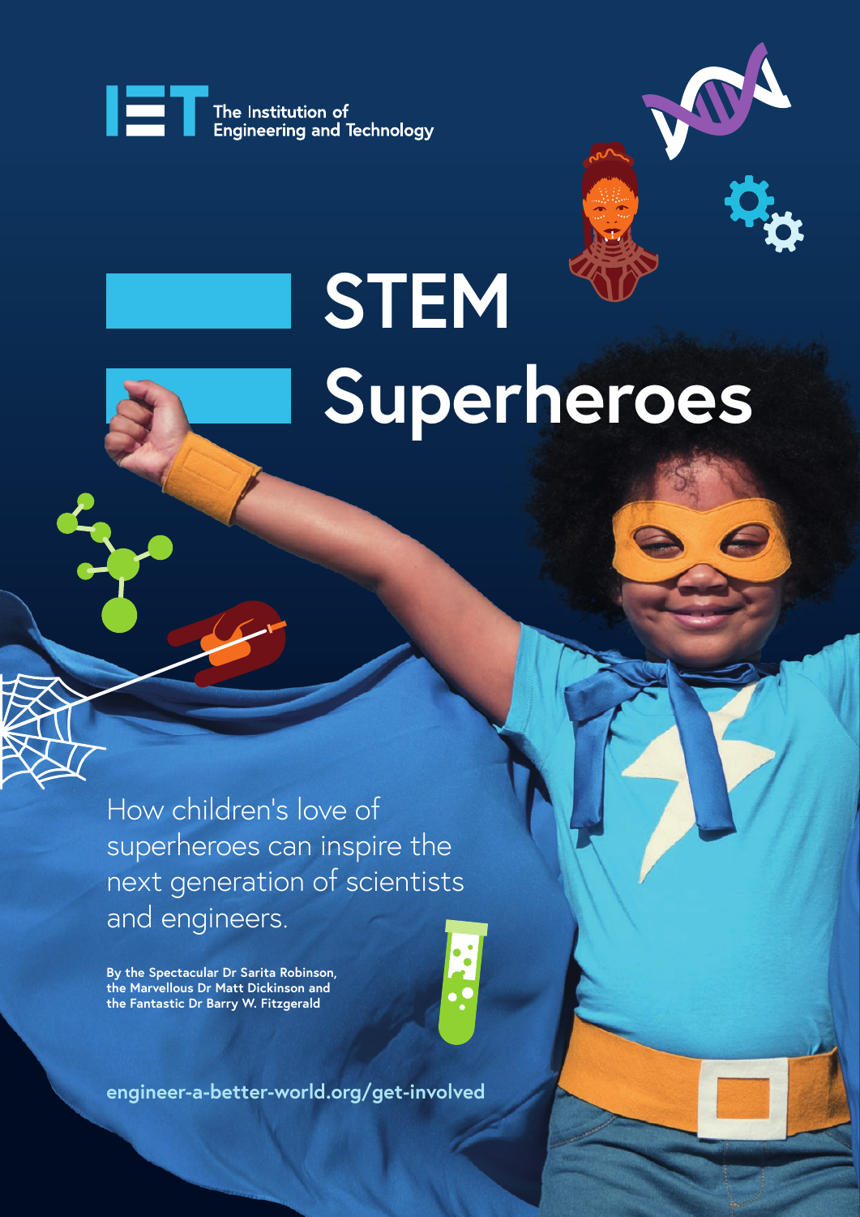The Institution of Engineering and Technology

# STEM Superheroes

How children's love of superheroes can inspire the next generation of scientists and engineers.

**By the Spectacular Dr Sarita Robinson, the Marvellous Dr Matt Dickinson and the Fantastic Dr Barry W. Fitzgerald**

**engineer-a-better-world.org/get-involved**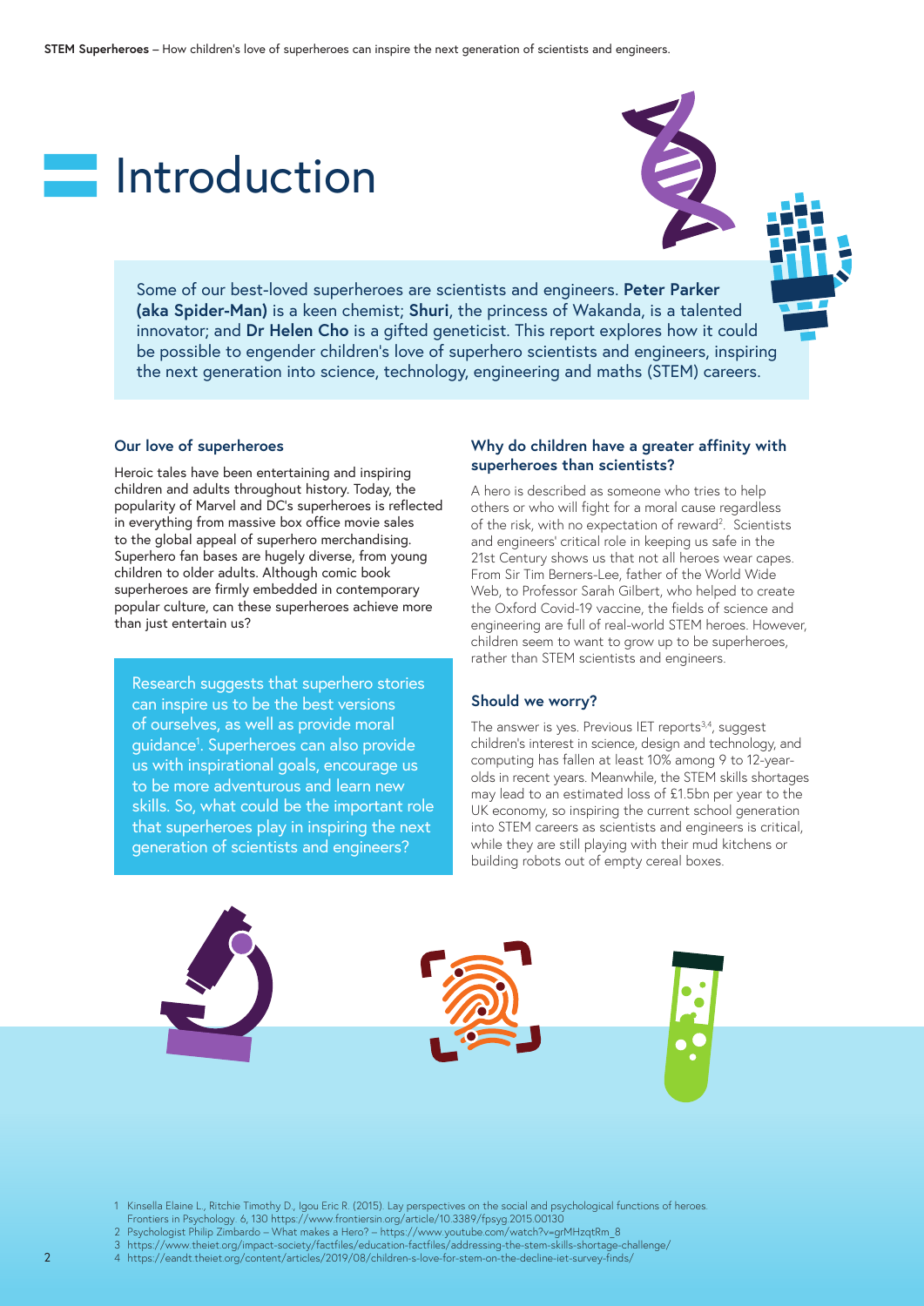# Introduction

Some of our best-loved superheroes are scientists and engineers. **Peter Parker (aka Spider-Man)** is a keen chemist; **Shuri**, the princess of Wakanda, is a talented innovator; and **Dr Helen Cho** is a gifted geneticist. This report explores how it could be possible to engender children's love of superhero scientists and engineers, inspiring the next generation into science, technology, engineering and maths (STEM) careers.

### Our love of superheroes

Heroic tales have been entertaining and inspiring children and adults throughout history. Today, the popularity of Marvel and DC's superheroes is reflected in everything from massive box office movie sales to the global appeal of superhero merchandising. Superhero fan bases are hugely diverse, from young children to older adults. Although comic book superheroes are firmly embedded in contemporary popular culture, can these superheroes achieve more than just entertain us?

Research suggests that superhero stories can inspire us to be the best versions of ourselves, as well as provide moral guidance[1]. Superheroes can also provide us with inspirational goals, encourage us to be more adventurous and learn new skills. So, what could be the important role that superheroes play in inspiring the next generation of scientists and engineers?

### Why do children have a greater affinity with superheroes than scientists?

A hero is described as someone who tries to help others or who will fight for a moral cause regardless of the risk, with no expectation of reward[2]. Scientists and engineers' critical role in keeping us safe in the 21st Century shows us that not all heroes wear capes. From Sir Tim Berners-Lee, father of the World Wide Web, to Professor Sarah Gilbert, who helped to create the Oxford Covid-19 vaccine, the fields of science and engineering are full of real-world STEM heroes. However, children seem to want to grow up to be superheroes, rather than STEM scientists and engineers.

### Should we worry?

The answer is yes. Previous IET reports[3,4], suggest children's interest in science, design and technology, and computing has fallen at least 10% among 9 to 12-year-olds in recent years. Meanwhile, the STEM skills shortages may lead to an estimated loss of £1.5bn per year to the UK economy, so inspiring the current school generation into STEM careers as scientists and engineers is critical, while they are still playing with their mud kitchens or building robots out of empty cereal boxes.

1 Kinsella Elaine L., Ritchie Timothy D., Igou Eric R. (2015). Lay perspectives on the social and psychological functions of heroes. Frontiers in Psychology. 6, 130 https://www.frontiersin.org/article/10.3389/fpsyg.2015.00130
2 Psychologist Philip Zimbardo – What makes a Hero? – https://www.youtube.com/watch?v=grMHzqtRm_8
3 https://www.theiet.org/impact-society/factfiles/education-factfiles/addressing-the-stem-skills-shortage-challenge/
4 https://eandt.theiet.org/content/articles/2019/08/children-s-love-for-stem-on-the-decline-iet-survey-finds/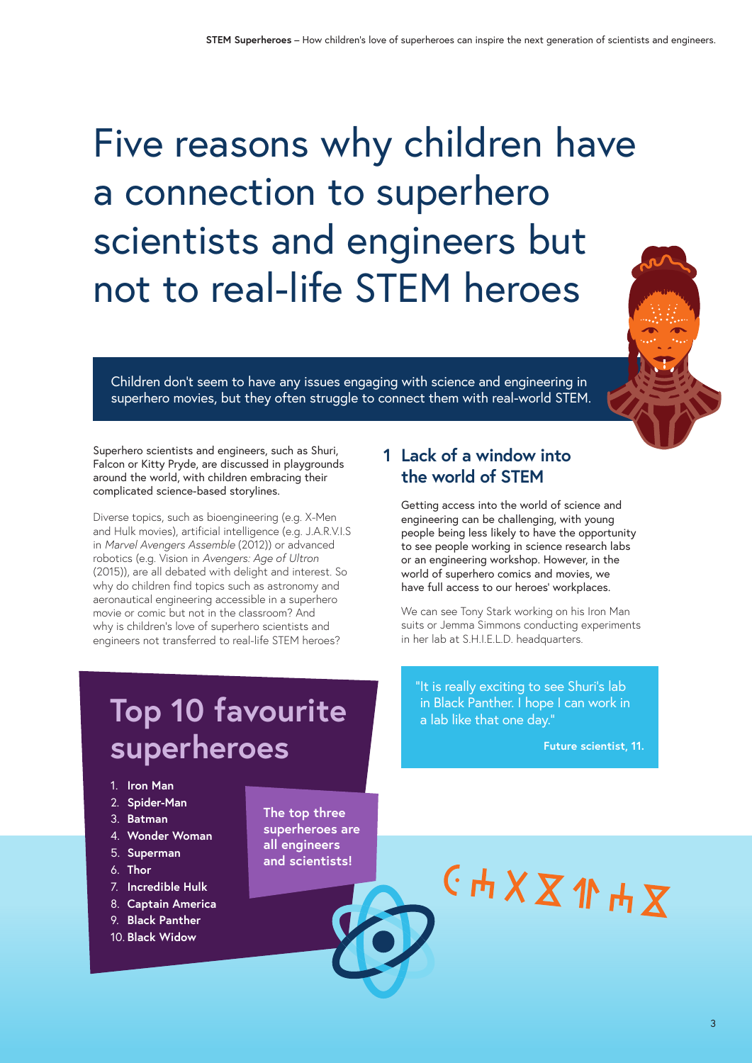# Five reasons why children have a connection to superhero scientists and engineers but not to real-life STEM heroes

Children don't seem to have any issues engaging with science and engineering in superhero movies, but they often struggle to connect them with real-world STEM.

Superhero scientists and engineers, such as Shuri, Falcon or Kitty Pryde, are discussed in playgrounds around the world, with children embracing their complicated science-based storylines.

Diverse topics, such as bioengineering (e.g. X-Men and Hulk movies), artificial intelligence (e.g. J.A.R.V.I.S in *Marvel Avengers Assemble* (2012)) or advanced robotics (e.g. Vision in *Avengers: Age of Ultron* (2015)), are all debated with delight and interest. So why do children find topics such as astronomy and aeronautical engineering accessible in a superhero movie or comic but not in the classroom? And why is children's love of superhero scientists and engineers not transferred to real-life STEM heroes?

## Top 10 favourite superheroes

1. **Iron Man**
2. **Spider-Man**
3. **Batman**
4. **Wonder Woman**
5. **Superman**
6. **Thor**
7. **Incredible Hulk**
8. **Captain America**
9. **Black Panther**
10. **Black Widow**

**The top three superheroes are all engineers and scientists!**

## 1 Lack of a window into the world of STEM

Getting access into the world of science and engineering can be challenging, with young people being less likely to have the opportunity to see people working in science research labs or an engineering workshop. However, in the world of superhero comics and movies, we have full access to our heroes' workplaces.

We can see Tony Stark working on his Iron Man suits or Jemma Simmons conducting experiments in her lab at S.H.I.E.L.D. headquarters.

"It is really exciting to see Shuri's lab in Black Panther. I hope I can work in a lab like that one day."

**Future scientist, 11.**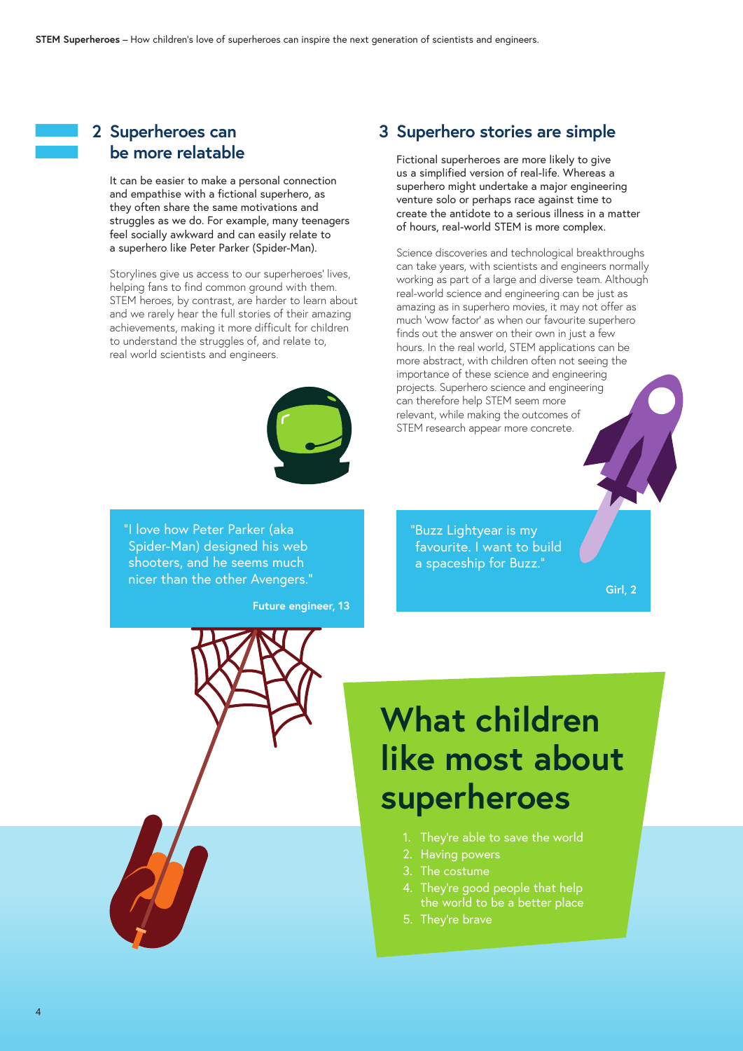## 2 Superheroes can be more relatable

It can be easier to make a personal connection and empathise with a fictional superhero, as they often share the same motivations and struggles as we do. For example, many teenagers feel socially awkward and can easily relate to a superhero like Peter Parker (Spider-Man).

Storylines give us access to our superheroes' lives, helping fans to find common ground with them. STEM heroes, by contrast, are harder to learn about and we rarely hear the full stories of their amazing achievements, making it more difficult for children to understand the struggles of, and relate to, real world scientists and engineers.

> "I love how Peter Parker (aka Spider-Man) designed his web shooters, and he seems much nicer than the other Avengers."
>
> **Future engineer, 13**

## 3 Superhero stories are simple

Fictional superheroes are more likely to give us a simplified version of real-life. Whereas a superhero might undertake a major engineering venture solo or perhaps race against time to create the antidote to a serious illness in a matter of hours, real-world STEM is more complex.

Science discoveries and technological breakthroughs can take years, with scientists and engineers normally working as part of a large and diverse team. Although real-world science and engineering can be just as amazing as in superhero movies, it may not offer as much 'wow factor' as when our favourite superhero finds out the answer on their own in just a few hours. In the real world, STEM applications can be more abstract, with children often not seeing the importance of these science and engineering projects. Superhero science and engineering can therefore help STEM seem more relevant, while making the outcomes of STEM research appear more concrete.

> "Buzz Lightyear is my favourite. I want to build a spaceship for Buzz."
>
> **Girl, 2**

# What children like most about superheroes

1. They're able to save the world
2. Having powers
3. The costume
4. They're good people that help the world to be a better place
5. They're brave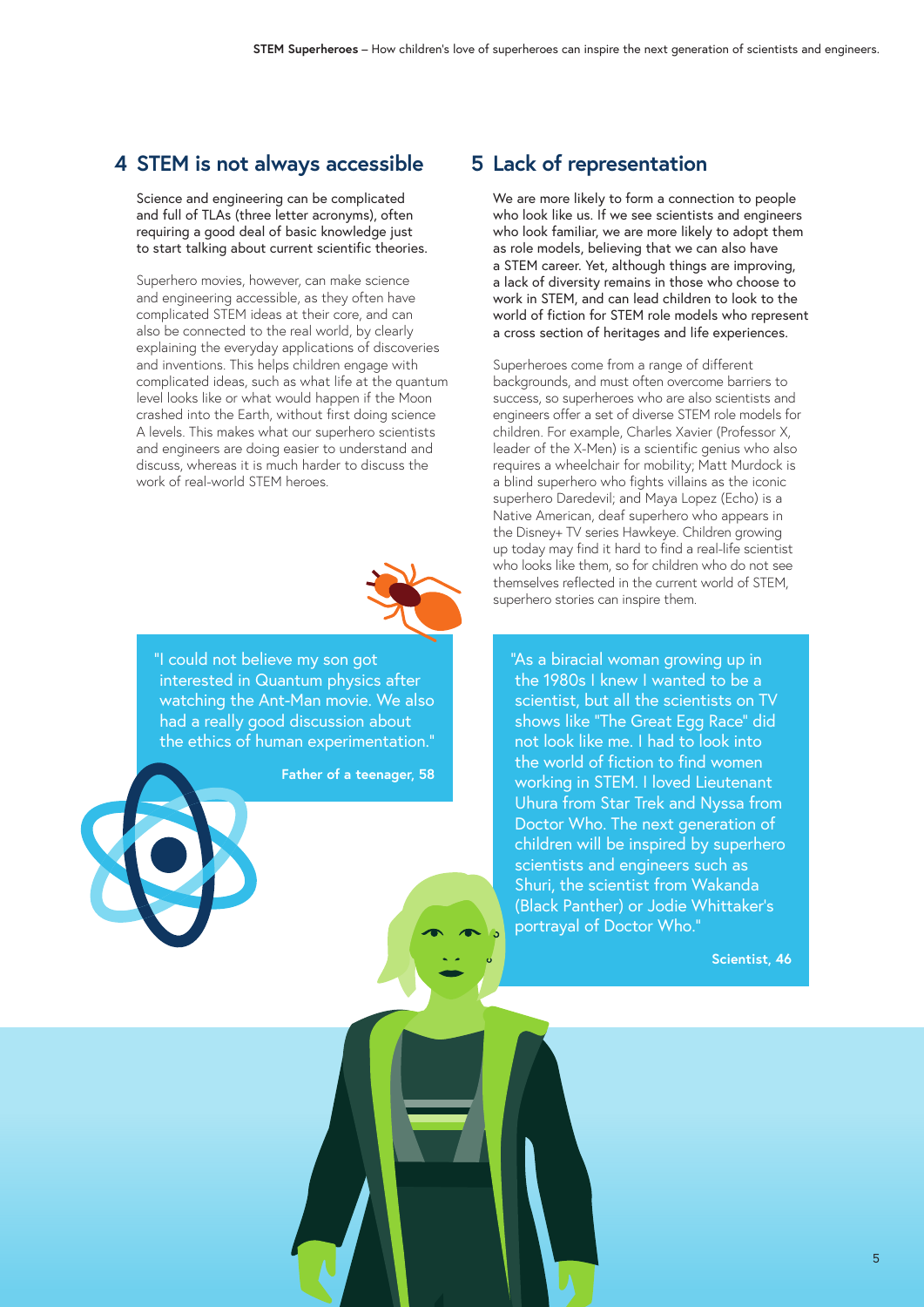## 4 STEM is not always accessible

Science and engineering can be complicated and full of TLAs (three letter acronyms), often requiring a good deal of basic knowledge just to start talking about current scientific theories.

Superhero movies, however, can make science and engineering accessible, as they often have complicated STEM ideas at their core, and can also be connected to the real world, by clearly explaining the everyday applications of discoveries and inventions. This helps children engage with complicated ideas, such as what life at the quantum level looks like or what would happen if the Moon crashed into the Earth, without first doing science A levels. This makes what our superhero scientists and engineers are doing easier to understand and discuss, whereas it is much harder to discuss the work of real-world STEM heroes.

> "I could not believe my son got interested in Quantum physics after watching the Ant-Man movie. We also had a really good discussion about the ethics of human experimentation."
>
> **Father of a teenager, 58**

## 5 Lack of representation

We are more likely to form a connection to people who look like us. If we see scientists and engineers who look familiar, we are more likely to adopt them as role models, believing that we can also have a STEM career. Yet, although things are improving, a lack of diversity remains in those who choose to work in STEM, and can lead children to look to the world of fiction for STEM role models who represent a cross section of heritages and life experiences.

Superheroes come from a range of different backgrounds, and must often overcome barriers to success, so superheroes who are also scientists and engineers offer a set of diverse STEM role models for children. For example, Charles Xavier (Professor X, leader of the X-Men) is a scientific genius who also requires a wheelchair for mobility; Matt Murdock is a blind superhero who fights villains as the iconic superhero Daredevil; and Maya Lopez (Echo) is a Native American, deaf superhero who appears in the Disney+ TV series Hawkeye. Children growing up today may find it hard to find a real-life scientist who looks like them, so for children who do not see themselves reflected in the current world of STEM, superhero stories can inspire them.

> "As a biracial woman growing up in the 1980s I knew I wanted to be a scientist, but all the scientists on TV shows like "The Great Egg Race" did not look like me. I had to look into the world of fiction to find women working in STEM. I loved Lieutenant Uhura from Star Trek and Nyssa from Doctor Who. The next generation of children will be inspired by superhero scientists and engineers such as Shuri, the scientist from Wakanda (Black Panther) or Jodie Whittaker's portrayal of Doctor Who."
>
> **Scientist, 46**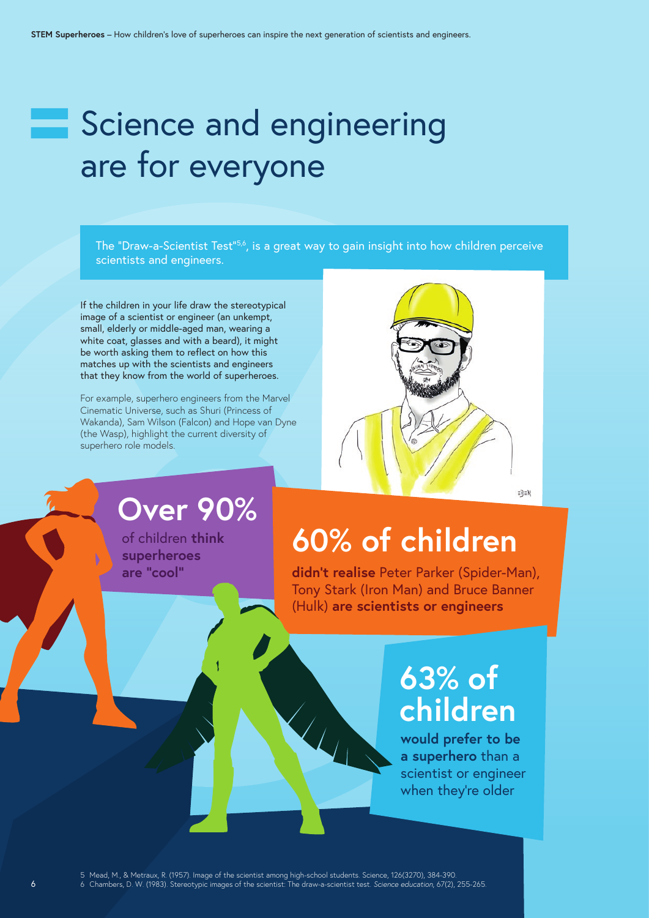# Science and engineering are for everyone

The "Draw-a-Scientist Test"[5,6], is a great way to gain insight into how children perceive scientists and engineers.

If the children in your life draw the stereotypical image of a scientist or engineer (an unkempt, small, elderly or middle-aged man, wearing a white coat, glasses and with a beard), it might be worth asking them to reflect on how this matches up with the scientists and engineers that they know from the world of superheroes.

For example, superhero engineers from the Marvel Cinematic Universe, such as Shuri (Princess of Wakanda), Sam Wilson (Falcon) and Hope van Dyne (the Wasp), highlight the current diversity of superhero role models.

## Over 90%

of children **think superheroes are "cool"**

## 60% of children

**didn't realise** Peter Parker (Spider-Man), Tony Stark (Iron Man) and Bruce Banner (Hulk) **are scientists or engineers**

## 63% of children

**would prefer to be a superhero** than a scientist or engineer when they're older

5 Mead, M., & Metraux, R. (1957). Image of the scientist among high-school students. Science, 126(3270), 384-390.
6 Chambers, D. W. (1983). Stereotypic images of the scientist: The draw-a-scientist test. *Science education*, 67(2), 255-265.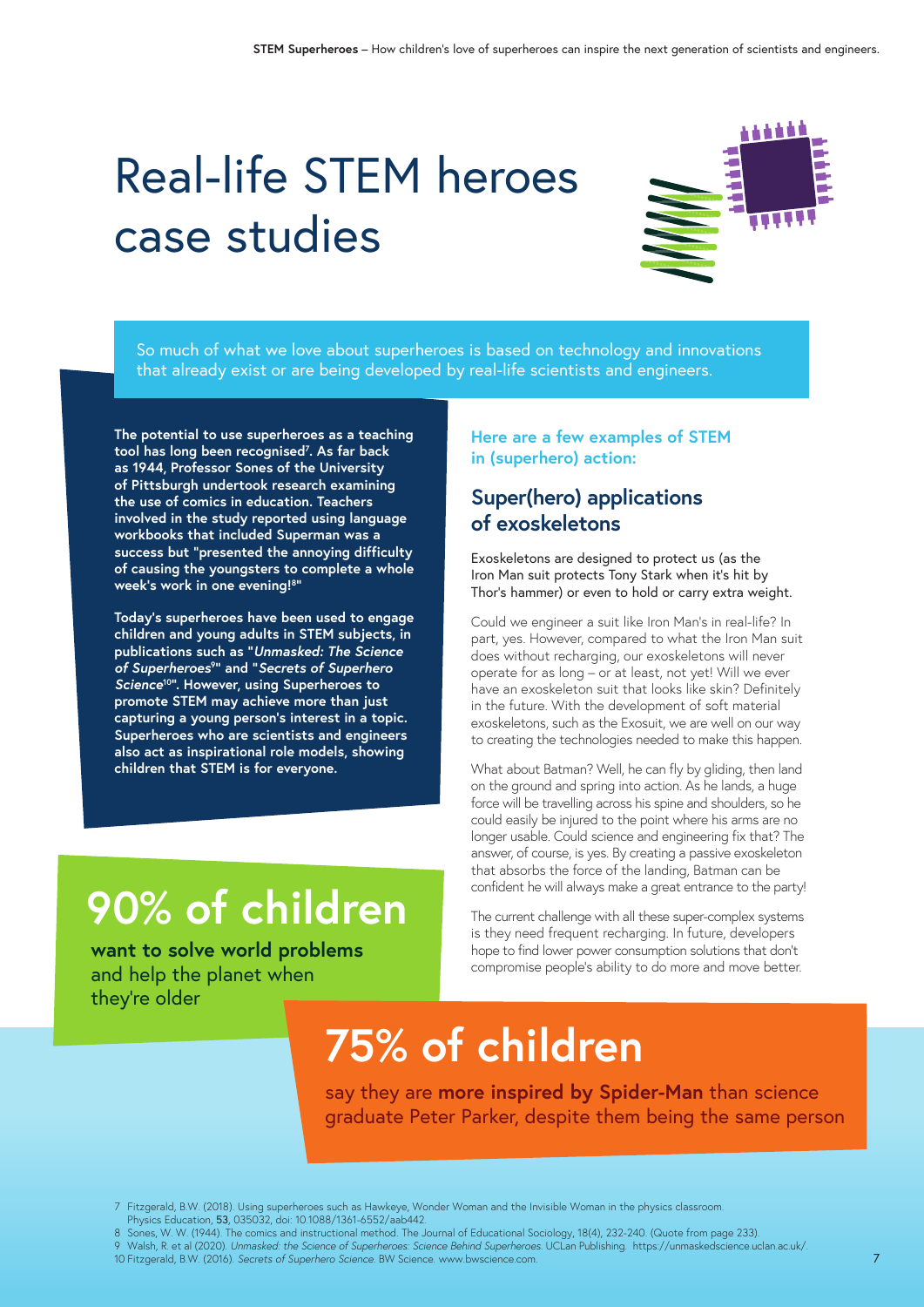# Real-life STEM heroes case studies

So much of what we love about superheroes is based on technology and innovations that already exist or are being developed by real-life scientists and engineers.

**The potential to use superheroes as a teaching tool has long been recognised[7]. As far back as 1944, Professor Sones of the University of Pittsburgh undertook research examining the use of comics in education. Teachers involved in the study reported using language workbooks that included Superman was a success but "presented the annoying difficulty of causing the youngsters to complete a whole week's work in one evening![8]"**

**Today's superheroes have been used to engage children and young adults in STEM subjects, in publications such as "*Unmasked: The Science of Superheroes*[9]" and "*Secrets of Superhero Science*[10]". However, using Superheroes to promote STEM may achieve more than just capturing a young person's interest in a topic. Superheroes who are scientists and engineers also act as inspirational role models, showing children that STEM is for everyone.**

## 90% of children

**want to solve world problems** and help the planet when they're older

### Here are a few examples of STEM in (superhero) action:

## Super(hero) applications of exoskeletons

Exoskeletons are designed to protect us (as the Iron Man suit protects Tony Stark when it's hit by Thor's hammer) or even to hold or carry extra weight.

Could we engineer a suit like Iron Man's in real-life? In part, yes. However, compared to what the Iron Man suit does without recharging, our exoskeletons will never operate for as long – or at least, not yet! Will we ever have an exoskeleton suit that looks like skin? Definitely in the future. With the development of soft material exoskeletons, such as the Exosuit, we are well on our way to creating the technologies needed to make this happen.

What about Batman? Well, he can fly by gliding, then land on the ground and spring into action. As he lands, a huge force will be travelling across his spine and shoulders, so he could easily be injured to the point where his arms are no longer usable. Could science and engineering fix that? The answer, of course, is yes. By creating a passive exoskeleton that absorbs the force of the landing, Batman can be confident he will always make a great entrance to the party!

The current challenge with all these super-complex systems is they need frequent recharging. In future, developers hope to find lower power consumption solutions that don't compromise people's ability to do more and move better.

## 75% of children

say they are **more inspired by Spider-Man** than science graduate Peter Parker, despite them being the same person

7 Fitzgerald, B.W. (2018). Using superheroes such as Hawkeye, Wonder Woman and the Invisible Woman in the physics classroom. Physics Education, **53**, 035032, doi: 10.1088/1361-6552/aab442.
8 Sones, W. W. (1944). The comics and instructional method. The Journal of Educational Sociology, 18(4), 232-240. (Quote from page 233).
9 Walsh, R. et al (2020). *Unmasked: the Science of Superheroes: Science Behind Superheroes.* UCLan Publishing. https://unmaskedscience.uclan.ac.uk/.
10 Fitzgerald, B.W. (2016). *Secrets of Superhero Science.* BW Science. www.bwscience.com.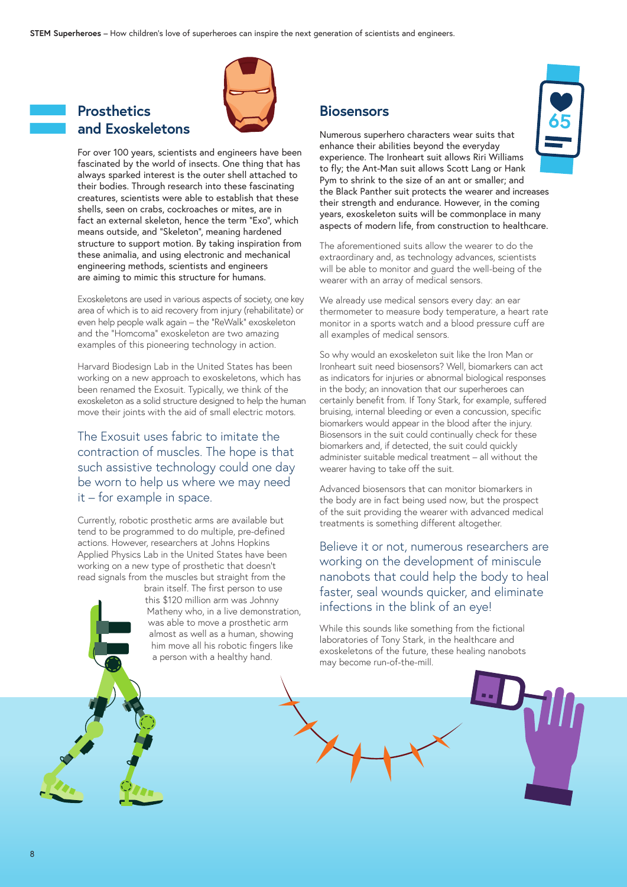## Prosthetics and Exoskeletons

For over 100 years, scientists and engineers have been fascinated by the world of insects. One thing that has always sparked interest is the outer shell attached to their bodies. Through research into these fascinating creatures, scientists were able to establish that these shells, seen on crabs, cockroaches or mites, are in fact an external skeleton, hence the term "Exo", which means outside, and "Skeleton", meaning hardened structure to support motion. By taking inspiration from these animalia, and using electronic and mechanical engineering methods, scientists and engineers are aiming to mimic this structure for humans.

Exoskeletons are used in various aspects of society, one key area of which is to aid recovery from injury (rehabilitate) or even help people walk again – the "ReWalk" exoskeleton and the "Homcoma" exoskeleton are two amazing examples of this pioneering technology in action.

Harvard Biodesign Lab in the United States has been working on a new approach to exoskeletons, which has been renamed the Exosuit. Typically, we think of the exoskeleton as a solid structure designed to help the human move their joints with the aid of small electric motors.

The Exosuit uses fabric to imitate the contraction of muscles. The hope is that such assistive technology could one day be worn to help us where we may need it – for example in space.

Currently, robotic prosthetic arms are available but tend to be programmed to do multiple, pre-defined actions. However, researchers at Johns Hopkins Applied Physics Lab in the United States have been working on a new type of prosthetic that doesn't read signals from the muscles but straight from the brain itself. The first person to use this $120 million arm was Johnny Matheny who, in a live demonstration, was able to move a prosthetic arm almost as well as a human, showing him move all his robotic fingers like a person with a healthy hand.

## Biosensors

Numerous superhero characters wear suits that enhance their abilities beyond the everyday experience. The Ironheart suit allows Riri Williams to fly; the Ant-Man suit allows Scott Lang or Hank Pym to shrink to the size of an ant or smaller; and the Black Panther suit protects the wearer and increases their strength and endurance. However, in the coming years, exoskeleton suits will be commonplace in many aspects of modern life, from construction to healthcare.

The aforementioned suits allow the wearer to do the extraordinary and, as technology advances, scientists will be able to monitor and guard the well-being of the wearer with an array of medical sensors.

We already use medical sensors every day: an ear thermometer to measure body temperature, a heart rate monitor in a sports watch and a blood pressure cuff are all examples of medical sensors.

So why would an exoskeleton suit like the Iron Man or Ironheart suit need biosensors? Well, biomarkers can act as indicators for injuries or abnormal biological responses in the body; an innovation that our superheroes can certainly benefit from. If Tony Stark, for example, suffered bruising, internal bleeding or even a concussion, specific biomarkers would appear in the blood after the injury. Biosensors in the suit could continually check for these biomarkers and, if detected, the suit could quickly administer suitable medical treatment – all without the wearer having to take off the suit.

Advanced biosensors that can monitor biomarkers in the body are in fact being used now, but the prospect of the suit providing the wearer with advanced medical treatments is something different altogether.

Believe it or not, numerous researchers are working on the development of miniscule nanobots that could help the body to heal faster, seal wounds quicker, and eliminate infections in the blink of an eye!

While this sounds like something from the fictional laboratories of Tony Stark, in the healthcare and exoskeletons of the future, these healing nanobots may become run-of-the-mill.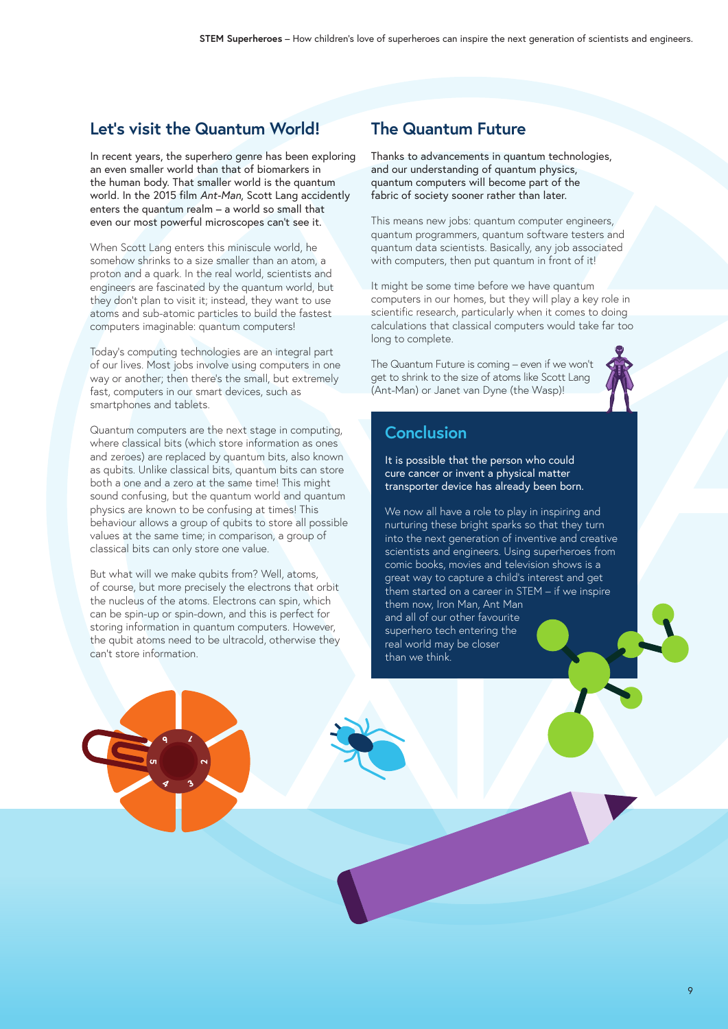## Let's visit the Quantum World!

In recent years, the superhero genre has been exploring an even smaller world than that of biomarkers in the human body. That smaller world is the quantum world. In the 2015 film *Ant-Man*, Scott Lang accidently enters the quantum realm – a world so small that even our most powerful microscopes can't see it.

When Scott Lang enters this miniscule world, he somehow shrinks to a size smaller than an atom, a proton and a quark. In the real world, scientists and engineers are fascinated by the quantum world, but they don't plan to visit it; instead, they want to use atoms and sub-atomic particles to build the fastest computers imaginable: quantum computers!

Today's computing technologies are an integral part of our lives. Most jobs involve using computers in one way or another; then there's the small, but extremely fast, computers in our smart devices, such as smartphones and tablets.

Quantum computers are the next stage in computing, where classical bits (which store information as ones and zeroes) are replaced by quantum bits, also known as qubits. Unlike classical bits, quantum bits can store both a one and a zero at the same time! This might sound confusing, but the quantum world and quantum physics are known to be confusing at times! This behaviour allows a group of qubits to store all possible values at the same time; in comparison, a group of classical bits can only store one value.

But what will we make qubits from? Well, atoms, of course, but more precisely the electrons that orbit the nucleus of the atoms. Electrons can spin, which can be spin-up or spin-down, and this is perfect for storing information in quantum computers. However, the qubit atoms need to be ultracold, otherwise they can't store information.

## The Quantum Future

Thanks to advancements in quantum technologies, and our understanding of quantum physics, quantum computers will become part of the fabric of society sooner rather than later.

This means new jobs: quantum computer engineers, quantum programmers, quantum software testers and quantum data scientists. Basically, any job associated with computers, then put quantum in front of it!

It might be some time before we have quantum computers in our homes, but they will play a key role in scientific research, particularly when it comes to doing calculations that classical computers would take far too long to complete.

The Quantum Future is coming – even if we won't get to shrink to the size of atoms like Scott Lang (Ant-Man) or Janet van Dyne (the Wasp)!

## Conclusion

It is possible that the person who could cure cancer or invent a physical matter transporter device has already been born.

We now all have a role to play in inspiring and nurturing these bright sparks so that they turn into the next generation of inventive and creative scientists and engineers. Using superheroes from comic books, movies and television shows is a great way to capture a child's interest and get them started on a career in STEM – if we inspire them now, Iron Man, Ant Man and all of our other favourite superhero tech entering the real world may be closer than we think.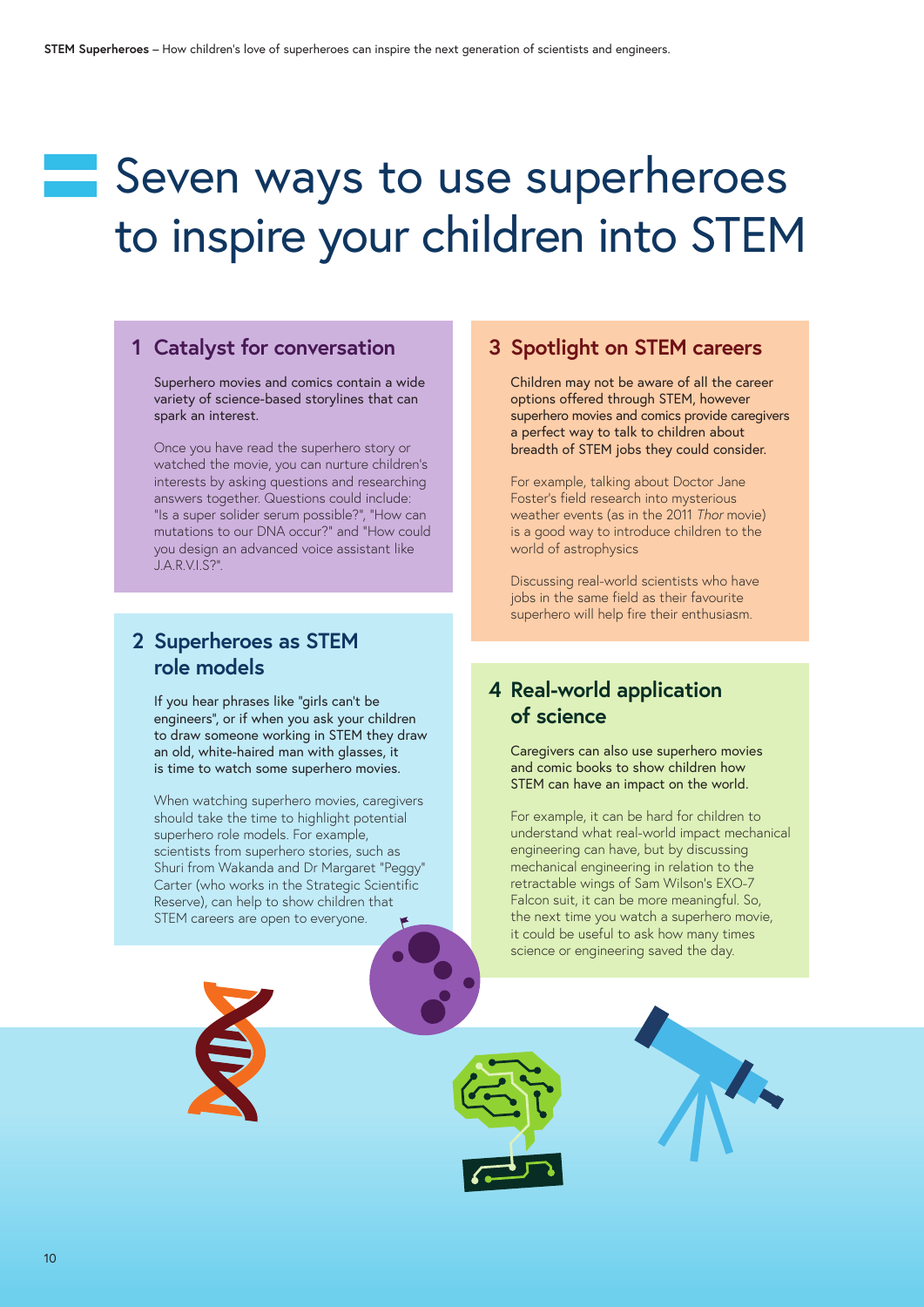# Seven ways to use superheroes to inspire your children into STEM

## 1 Catalyst for conversation

Superhero movies and comics contain a wide variety of science-based storylines that can spark an interest.

Once you have read the superhero story or watched the movie, you can nurture children's interests by asking questions and researching answers together. Questions could include: "Is a super solider serum possible?", "How can mutations to our DNA occur?" and "How could you design an advanced voice assistant like J.A.R.V.I.S?".

## 2 Superheroes as STEM role models

If you hear phrases like "girls can't be engineers", or if when you ask your children to draw someone working in STEM they draw an old, white-haired man with glasses, it is time to watch some superhero movies.

When watching superhero movies, caregivers should take the time to highlight potential superhero role models. For example, scientists from superhero stories, such as Shuri from Wakanda and Dr Margaret "Peggy" Carter (who works in the Strategic Scientific Reserve), can help to show children that STEM careers are open to everyone.

## 3 Spotlight on STEM careers

Children may not be aware of all the career options offered through STEM, however superhero movies and comics provide caregivers a perfect way to talk to children about breadth of STEM jobs they could consider.

For example, talking about Doctor Jane Foster's field research into mysterious weather events (as in the 2011 *Thor* movie) is a good way to introduce children to the world of astrophysics

Discussing real-world scientists who have jobs in the same field as their favourite superhero will help fire their enthusiasm.

## 4 Real-world application of science

Caregivers can also use superhero movies and comic books to show children how STEM can have an impact on the world.

For example, it can be hard for children to understand what real-world impact mechanical engineering can have, but by discussing mechanical engineering in relation to the retractable wings of Sam Wilson's EXO-7 Falcon suit, it can be more meaningful. So, the next time you watch a superhero movie, it could be useful to ask how many times science or engineering saved the day.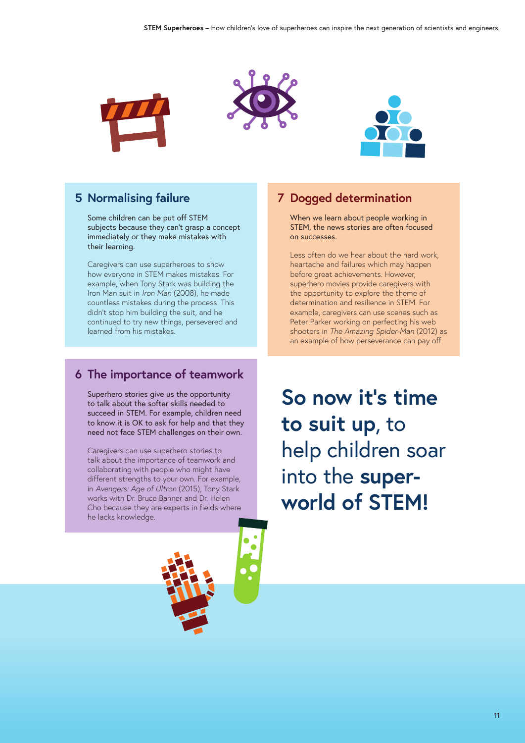## 5 Normalising failure

Some children can be put off STEM subjects because they can't grasp a concept immediately or they make mistakes with their learning.

Caregivers can use superheroes to show how everyone in STEM makes mistakes. For example, when Tony Stark was building the Iron Man suit in *Iron Man* (2008), he made countless mistakes during the process. This didn't stop him building the suit, and he continued to try new things, persevered and learned from his mistakes.

## 6 The importance of teamwork

Superhero stories give us the opportunity to talk about the softer skills needed to succeed in STEM. For example, children need to know it is OK to ask for help and that they need not face STEM challenges on their own.

Caregivers can use superhero stories to talk about the importance of teamwork and collaborating with people who might have different strengths to your own. For example, in *Avengers: Age of Ultron* (2015), Tony Stark works with Dr. Bruce Banner and Dr. Helen Cho because they are experts in fields where he lacks knowledge.

## 7 Dogged determination

When we learn about people working in STEM, the news stories are often focused on successes.

Less often do we hear about the hard work, heartache and failures which may happen before great achievements. However, superhero movies provide caregivers with the opportunity to explore the theme of determination and resilience in STEM. For example, caregivers can use scenes such as Peter Parker working on perfecting his web shooters in *The Amazing Spider-Man* (2012) as an example of how perseverance can pay off.

**So now it's time to suit up**, to help children soar into the **super-world of STEM!**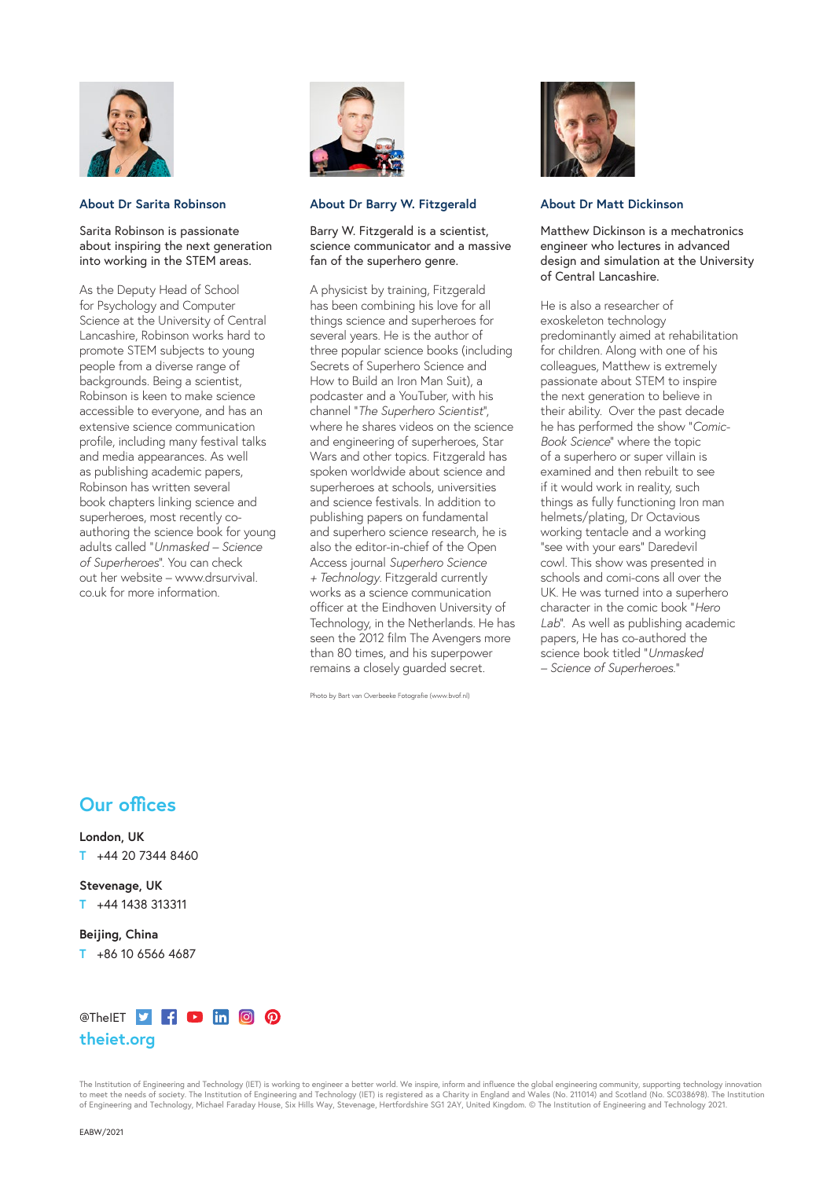### About Dr Sarita Robinson

Sarita Robinson is passionate about inspiring the next generation into working in the STEM areas.

As the Deputy Head of School for Psychology and Computer Science at the University of Central Lancashire, Robinson works hard to promote STEM subjects to young people from a diverse range of backgrounds. Being a scientist, Robinson is keen to make science accessible to everyone, and has an extensive science communication profile, including many festival talks and media appearances. As well as publishing academic papers, Robinson has written several book chapters linking science and superheroes, most recently co-authoring the science book for young adults called "*Unmasked – Science of Superheroes*". You can check out her website – www.drsurvival.co.uk for more information.

### About Dr Barry W. Fitzgerald

Barry W. Fitzgerald is a scientist, science communicator and a massive fan of the superhero genre.

A physicist by training, Fitzgerald has been combining his love for all things science and superheroes for several years. He is the author of three popular science books (including Secrets of Superhero Science and How to Build an Iron Man Suit), a podcaster and a YouTuber, with his channel "*The Superhero Scientist*", where he shares videos on the science and engineering of superheroes, Star Wars and other topics. Fitzgerald has spoken worldwide about science and superheroes at schools, universities and science festivals. In addition to publishing papers on fundamental and superhero science research, he is also the editor-in-chief of the Open Access journal *Superhero Science + Technology*. Fitzgerald currently works as a science communication officer at the Eindhoven University of Technology, in the Netherlands. He has seen the 2012 film The Avengers more than 80 times, and his superpower remains a closely guarded secret.

Photo by Bart van Overbeeke Fotografie (www.bvof.nl)

### About Dr Matt Dickinson

Matthew Dickinson is a mechatronics engineer who lectures in advanced design and simulation at the University of Central Lancashire.

He is also a researcher of exoskeleton technology predominantly aimed at rehabilitation for children. Along with one of his colleagues, Matthew is extremely passionate about STEM to inspire the next generation to believe in their ability. Over the past decade he has performed the show "*Comic-Book Science*" where the topic of a superhero or super villain is examined and then rebuilt to see if it would work in reality, such things as fully functioning Iron man helmets/plating, Dr Octavious working tentacle and a working "see with your ears" Daredevil cowl. This show was presented in schools and comi-cons all over the UK. He was turned into a superhero character in the comic book "*Hero Lab*". As well as publishing academic papers, He has co-authored the science book titled "*Unmasked – Science of Superheroes.*"

## Our offices

**London, UK**
T +44 20 7344 8460

**Stevenage, UK**
T +44 1438 313311

**Beijing, China**
T +86 10 6566 4687

@TheIET

**theiet.org**

The Institution of Engineering and Technology (IET) is working to engineer a better world. We inspire, inform and influence the global engineering community, supporting technology innovation to meet the needs of society. The Institution of Engineering and Technology (IET) is registered as a Charity in England and Wales (No. 211014) and Scotland (No. SC038698). The Institution of Engineering and Technology, Michael Faraday House, Six Hills Way, Stevenage, Hertfordshire SG1 2AY, United Kingdom. © The Institution of Engineering and Technology 2021.

EABW/2021